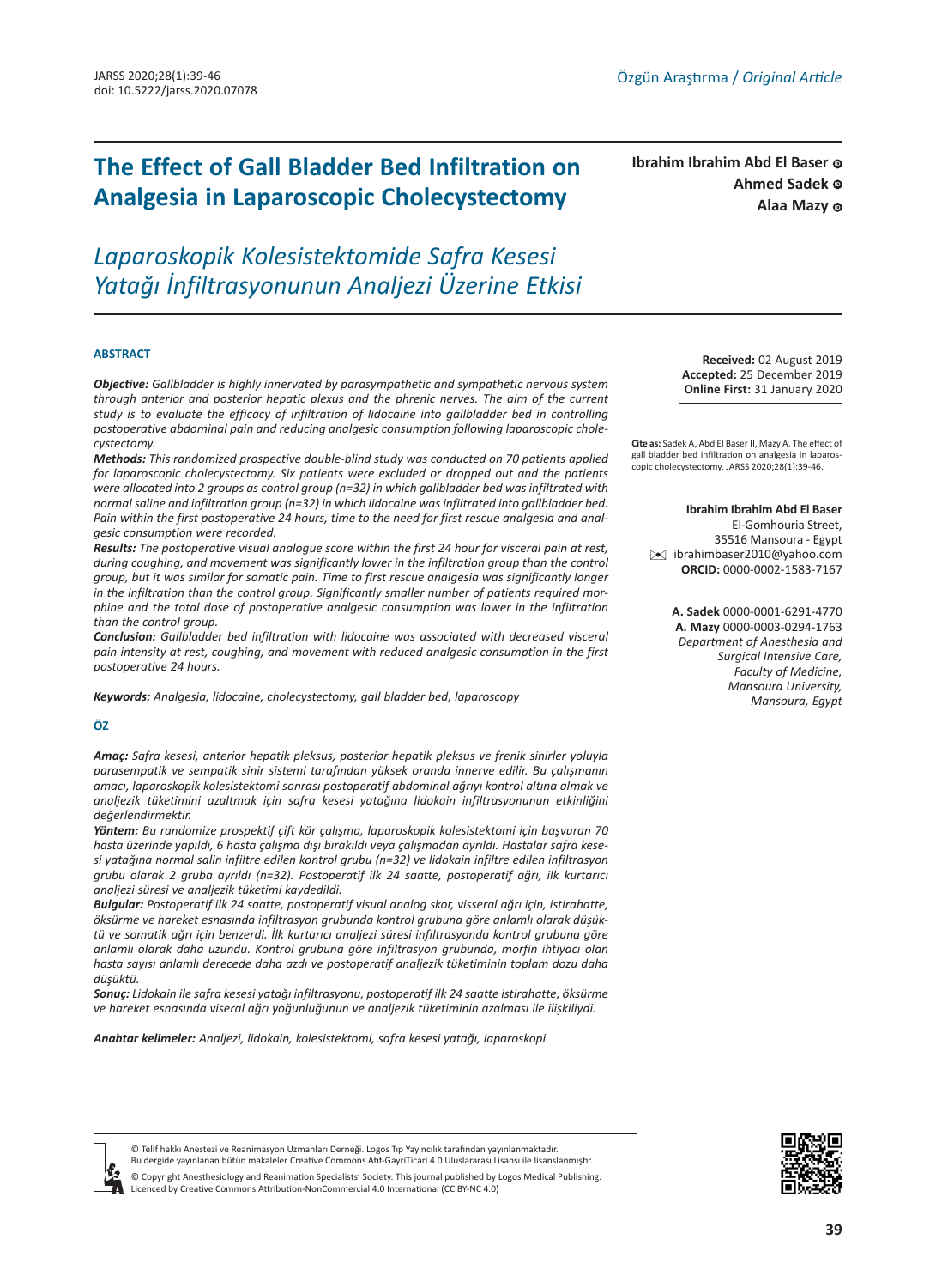Özgün Araştırma / *Original Article*

# The Effect of Gall Bladder Bed Infiltration on Analgesia in Laparoscopic Cholecystectomy

## *Laparoskopik Kolesistektomide Safra Kesesi Yatağı İnfiltrasyonunun Analjezi Üzerine Etkisi*

**Ibrahim Ibrahim Abd El Baser**
**Ahmed Sadek**
**Alaa Mazy**

### ABSTRACT

***Objective:*** *Gallbladder is highly innervated by parasympathetic and sympathetic nervous system through anterior and posterior hepatic plexus and the phrenic nerves. The aim of the current study is to evaluate the efficacy of infiltration of lidocaine into gallbladder bed in controlling postoperative abdominal pain and reducing analgesic consumption following laparoscopic cholecystectomy.*

***Methods:*** *This randomized prospective double-blind study was conducted on 70 patients applied for laparoscopic cholecystectomy. Six patients were excluded or dropped out and the patients were allocated into 2 groups as control group (n=32) in which gallbladder bed was infiltrated with normal saline and infiltration group (n=32) in which lidocaine was infiltrated into gallbladder bed. Pain within the first postoperative 24 hours, time to the need for first rescue analgesia and analgesic consumption were recorded.*

***Results:*** *The postoperative visual analogue score within the first 24 hour for visceral pain at rest, during coughing, and movement was significantly lower in the infiltration group than the control group, but it was similar for somatic pain. Time to first rescue analgesia was significantly longer in the infiltration than the control group. Significantly smaller number of patients required morphine and the total dose of postoperative analgesic consumption was lower in the infiltration than the control group.*

***Conclusion:*** *Gallbladder bed infiltration with lidocaine was associated with decreased visceral pain intensity at rest, coughing, and movement with reduced analgesic consumption in the first postoperative 24 hours.*

***Keywords:*** *Analgesia, lidocaine, cholecystectomy, gall bladder bed, laparoscopy*

### ÖZ

***Amaç:*** *Safra kesesi, anterior hepatik pleksus, posterior hepatik pleksus ve frenik sinirler yoluyla parasempatik ve sempatik sinir sistemi tarafından yüksek oranda innerve edilir. Bu çalışmanın amacı, laparoskopik kolesistektomi sonrası postoperatif abdominal ağrıyı kontrol altına almak ve analjezik tüketimini azaltmak için safra kesesi yatağına lidokain infiltrasyonunun etkinliğini değerlendirmektir.*

***Yöntem:*** *Bu randomize prospektif çift kör çalışma, laparoskopik kolesistektomi için başvuran 70 hasta üzerinde yapıldı, 6 hasta çalışma dışı bırakıldı veya çalışmadan ayrıldı. Hastalar safra kesesi yatağına normal salin infiltre edilen kontrol grubu (n=32) ve lidokain infiltre edilen infiltrasyon grubu olarak 2 gruba ayrıldı (n=32). Postoperatif ilk 24 saatte, postoperatif ağrı, ilk kurtarıcı analjezi süresi ve analjezik tüketimi kaydedildi.*

***Bulgular:*** *Postoperatif ilk 24 saatte, postoperatif visual analog skor, visseral ağrı için, istirahatte, öksürme ve hareket esnasında infiltrasyon grubunda kontrol grubuna göre anlamlı olarak düşüktü ve somatik ağrı için benzerdi. İlk kurtarıcı analjezi süresi infiltrasyonda kontrol grubuna göre anlamlı olarak daha uzundu. Kontrol grubuna göre infiltrasyon grubunda, morfin ihtiyacı olan hasta sayısı anlamlı derecede daha azdı ve postoperatif analjezik tüketiminin toplam dozu daha düşüktü.*

***Sonuç:*** *Lidokain ile safra kesesi yatağı infiltrasyonu, postoperatif ilk 24 saatte istirahatte, öksürme ve hareket esnasında viseral ağrı yoğunluğunun ve analjezik tüketiminin azalması ile ilişkiliydi.*

***Anahtar kelimeler:*** *Analjezi, lidokain, kolesistektomi, safra kesesi yatağı, laparoskopi*

**Received:** 02 August 2019
**Accepted:** 25 December 2019
**Online First:** 31 January 2020

**Cite as:** Sadek A, Abd El Baser II, Mazy A. The effect of gall bladder bed infiltration on analgesia in laparoscopic cholecystectomy. JARSS 2020;28(1):39-46.

**Ibrahim Ibrahim Abd El Baser**
El-Gomhouria Street,
35516 Mansoura - Egypt
ibrahimbaser2010@yahoo.com
**ORCID:** 0000-0002-1583-7167

**A. Sadek** 0000-0001-6291-4770
**A. Mazy** 0000-0003-0294-1763
*Department of Anesthesia and Surgical Intensive Care, Faculty of Medicine, Mansoura University, Mansoura, Egypt*

© Telif hakkı Anestezi ve Reanimasyon Uzmanları Derneği. Logos Tıp Yayıncılık tarafından yayınlanmaktadır.
Bu dergide yayınlanan bütün makaleler Creative Commons Atıf-GayriTicari 4.0 Uluslararası Lisansı ile lisanslanmıştır.

© Copyright Anesthesiology and Reanimation Specialists' Society. This journal published by Logos Medical Publishing.
Licenced by Creative Commons Attribution-NonCommercial 4.0 International (CC BY-NC 4.0)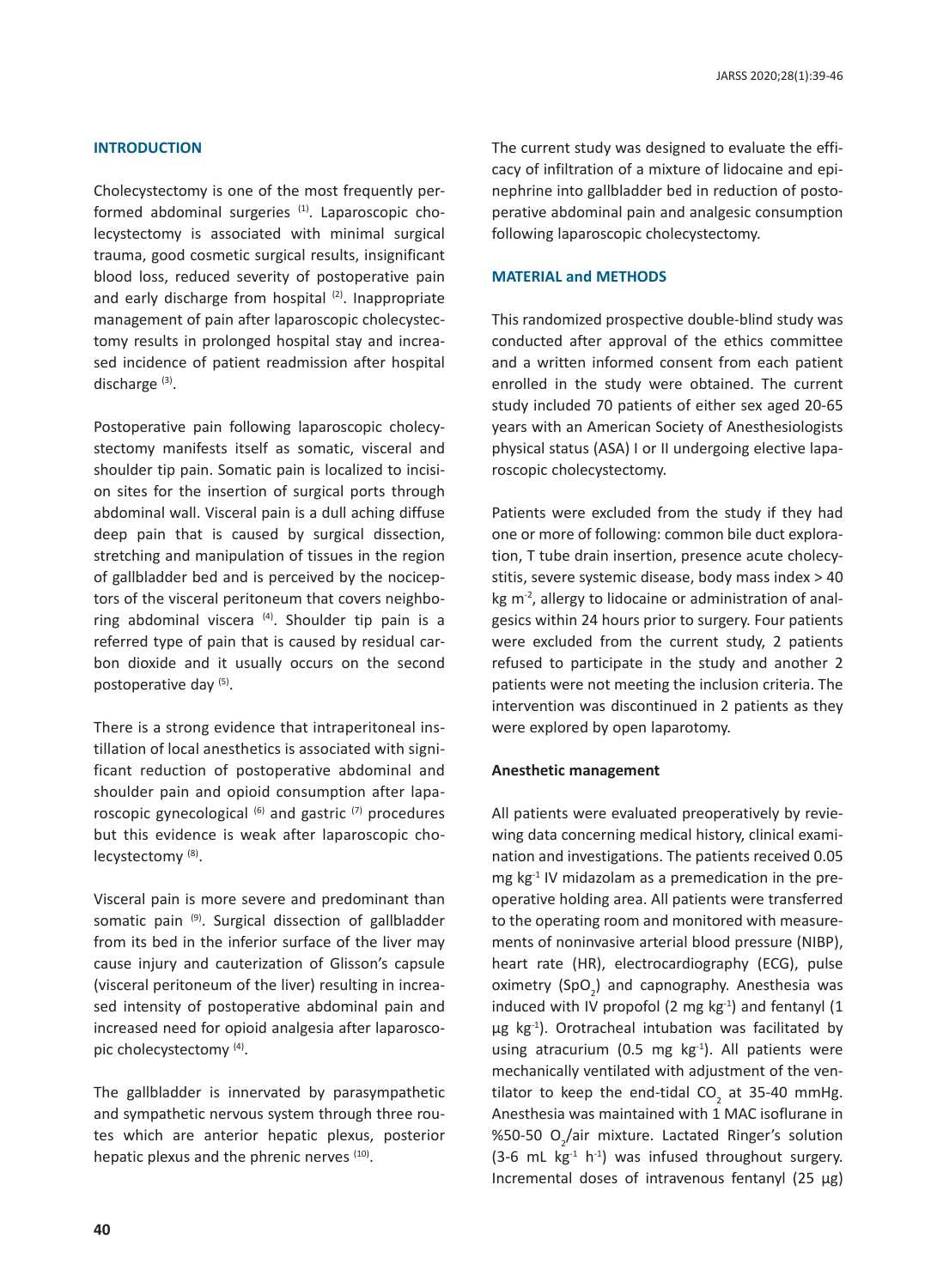## INTRODUCTION

Cholecystectomy is one of the most frequently performed abdominal surgeries [1]. Laparoscopic cholecystectomy is associated with minimal surgical trauma, good cosmetic surgical results, insignificant blood loss, reduced severity of postoperative pain and early discharge from hospital [2]. Inappropriate management of pain after laparoscopic cholecystectomy results in prolonged hospital stay and increased incidence of patient readmission after hospital discharge [3].

Postoperative pain following laparoscopic cholecystectomy manifests itself as somatic, visceral and shoulder tip pain. Somatic pain is localized to incision sites for the insertion of surgical ports through abdominal wall. Visceral pain is a dull aching diffuse deep pain that is caused by surgical dissection, stretching and manipulation of tissues in the region of gallbladder bed and is perceived by the nociceptors of the visceral peritoneum that covers neighboring abdominal viscera [4]. Shoulder tip pain is a referred type of pain that is caused by residual carbon dioxide and it usually occurs on the second postoperative day [5].

There is a strong evidence that intraperitoneal instillation of local anesthetics is associated with significant reduction of postoperative abdominal and shoulder pain and opioid consumption after laparoscopic gynecological [6] and gastric [7] procedures but this evidence is weak after laparoscopic cholecystectomy [8].

Visceral pain is more severe and predominant than somatic pain [9]. Surgical dissection of gallbladder from its bed in the inferior surface of the liver may cause injury and cauterization of Glisson's capsule (visceral peritoneum of the liver) resulting in increased intensity of postoperative abdominal pain and increased need for opioid analgesia after laparoscopic cholecystectomy [4].

The gallbladder is innervated by parasympathetic and sympathetic nervous system through three routes which are anterior hepatic plexus, posterior hepatic plexus and the phrenic nerves [10].

The current study was designed to evaluate the efficacy of infiltration of a mixture of lidocaine and epinephrine into gallbladder bed in reduction of postoperative abdominal pain and analgesic consumption following laparoscopic cholecystectomy.

## MATERIAL and METHODS

This randomized prospective double-blind study was conducted after approval of the ethics committee and a written informed consent from each patient enrolled in the study were obtained. The current study included 70 patients of either sex aged 20-65 years with an American Society of Anesthesiologists physical status (ASA) I or II undergoing elective laparoscopic cholecystectomy.

Patients were excluded from the study if they had one or more of following: common bile duct exploration, T tube drain insertion, presence acute cholecystitis, severe systemic disease, body mass index > 40 kg $m^{-2}$, allergy to lidocaine or administration of analgesics within 24 hours prior to surgery. Four patients were excluded from the current study, 2 patients refused to participate in the study and another 2 patients were not meeting the inclusion criteria. The intervention was discontinued in 2 patients as they were explored by open laparotomy.

### Anesthetic management

All patients were evaluated preoperatively by reviewing data concerning medical history, clinical examination and investigations. The patients received 0.05 mg $kg^{-1}$ IV midazolam as a premedication in the preoperative holding area. All patients were transferred to the operating room and monitored with measurements of noninvasive arterial blood pressure (NIBP), heart rate (HR), electrocardiography (ECG), pulse oximetry ($SpO_2$) and capnography. Anesthesia was induced with IV propofol (2 mg $kg^{-1}$) and fentanyl (1 µg $kg^{-1}$). Orotracheal intubation was facilitated by using atracurium (0.5 mg $kg^{-1}$). All patients were mechanically ventilated with adjustment of the ventilator to keep the end-tidal $CO_2$ at 35-40 mmHg. Anesthesia was maintained with 1 MAC isoflurane in %50-50 $O_2$/air mixture. Lactated Ringer's solution (3-6 mL $kg^{-1}$ $h^{-1}$) was infused throughout surgery. Incremental doses of intravenous fentanyl (25 µg)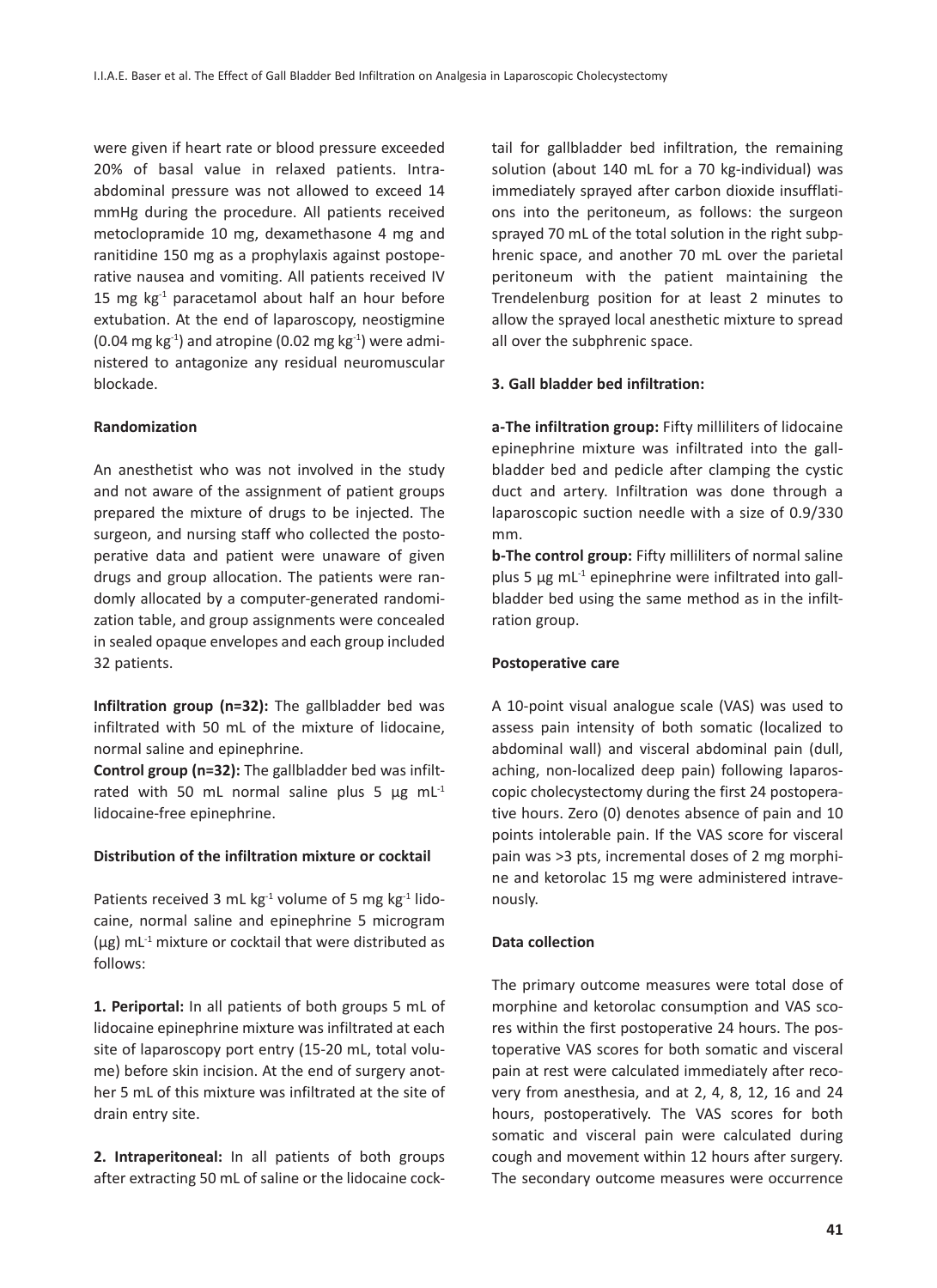were given if heart rate or blood pressure exceeded 20% of basal value in relaxed patients. Intra-abdominal pressure was not allowed to exceed 14 mmHg during the procedure. All patients received metoclopramide 10 mg, dexamethasone 4 mg and ranitidine 150 mg as a prophylaxis against postoperative nausea and vomiting. All patients received IV 15 mg $kg^{-1}$ paracetamol about half an hour before extubation. At the end of laparoscopy, neostigmine (0.04 mg $kg^{-1}$) and atropine (0.02 mg $kg^{-1}$) were administered to antagonize any residual neuromuscular blockade.

**Randomization**

An anesthetist who was not involved in the study and not aware of the assignment of patient groups prepared the mixture of drugs to be injected. The surgeon, and nursing staff who collected the postoperative data and patient were unaware of given drugs and group allocation. The patients were randomly allocated by a computer-generated randomization table, and group assignments were concealed in sealed opaque envelopes and each group included 32 patients.

**Infiltration group (n=32):** The gallbladder bed was infiltrated with 50 mL of the mixture of lidocaine, normal saline and epinephrine.

**Control group (n=32):** The gallbladder bed was infiltrated with 50 mL normal saline plus 5 µg $mL^{-1}$ lidocaine-free epinephrine.

**Distribution of the infiltration mixture or cocktail**

Patients received 3 mL $kg^{-1}$ volume of 5 mg $kg^{-1}$ lidocaine, normal saline and epinephrine 5 microgram (µg) $mL^{-1}$ mixture or cocktail that were distributed as follows:

**1. Periportal:** In all patients of both groups 5 mL of lidocaine epinephrine mixture was infiltrated at each site of laparoscopy port entry (15-20 mL, total volume) before skin incision. At the end of surgery another 5 mL of this mixture was infiltrated at the site of drain entry site.

**2. Intraperitoneal:** In all patients of both groups after extracting 50 mL of saline or the lidocaine cocktail for gallbladder bed infiltration, the remaining solution (about 140 mL for a 70 kg-individual) was immediately sprayed after carbon dioxide insufflations into the peritoneum, as follows: the surgeon sprayed 70 mL of the total solution in the right subphrenic space, and another 70 mL over the parietal peritoneum with the patient maintaining the Trendelenburg position for at least 2 minutes to allow the sprayed local anesthetic mixture to spread all over the subphrenic space.

**3. Gall bladder bed infiltration:**

**a-The infiltration group:** Fifty milliliters of lidocaine epinephrine mixture was infiltrated into the gallbladder bed and pedicle after clamping the cystic duct and artery. Infiltration was done through a laparoscopic suction needle with a size of 0.9/330 mm.

**b-The control group:** Fifty milliliters of normal saline plus 5 µg $mL^{-1}$ epinephrine were infiltrated into gallbladder bed using the same method as in the infiltration group.

**Postoperative care**

A 10-point visual analogue scale (VAS) was used to assess pain intensity of both somatic (localized to abdominal wall) and visceral abdominal pain (dull, aching, non-localized deep pain) following laparoscopic cholecystectomy during the first 24 postoperative hours. Zero (0) denotes absence of pain and 10 points intolerable pain. If the VAS score for visceral pain was >3 pts, incremental doses of 2 mg morphine and ketorolac 15 mg were administered intravenously.

**Data collection**

The primary outcome measures were total dose of morphine and ketorolac consumption and VAS scores within the first postoperative 24 hours. The postoperative VAS scores for both somatic and visceral pain at rest were calculated immediately after recovery from anesthesia, and at 2, 4, 8, 12, 16 and 24 hours, postoperatively. The VAS scores for both somatic and visceral pain were calculated during cough and movement within 12 hours after surgery. The secondary outcome measures were occurrence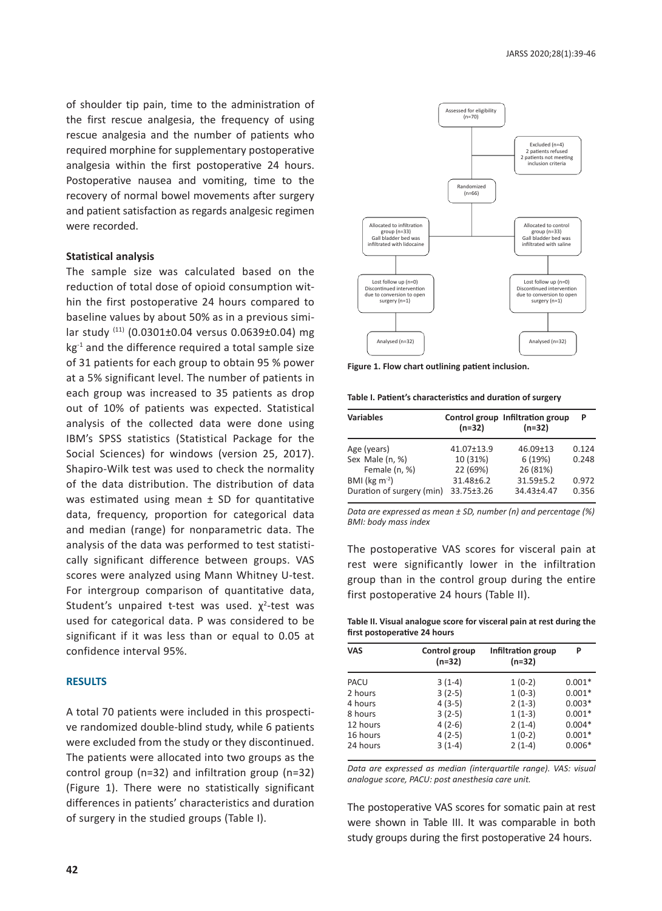of shoulder tip pain, time to the administration of the first rescue analgesia, the frequency of using rescue analgesia and the number of patients who required morphine for supplementary postoperative analgesia within the first postoperative 24 hours. Postoperative nausea and vomiting, time to the recovery of normal bowel movements after surgery and patient satisfaction as regards analgesic regimen were recorded.

### Statistical analysis

The sample size was calculated based on the reduction of total dose of opioid consumption within the first postoperative 24 hours compared to baseline values by about 50% as in a previous similar study [11] (0.0301±0.04 versus 0.0639±0.04) mg $kg^{-1}$ and the difference required a total sample size of 31 patients for each group to obtain 95 % power at a 5% significant level. The number of patients in each group was increased to 35 patients as drop out of 10% of patients was expected. Statistical analysis of the collected data were done using IBM's SPSS statistics (Statistical Package for the Social Sciences) for windows (version 25, 2017). Shapiro-Wilk test was used to check the normality of the data distribution. The distribution of data was estimated using mean ± SD for quantitative data, frequency, proportion for categorical data and median (range) for nonparametric data. The analysis of the data was performed to test statistically significant difference between groups. VAS scores were analyzed using Mann Whitney U-test. For intergroup comparison of quantitative data, Student's unpaired t-test was used. $\chi^2$-test was used for categorical data. P was considered to be significant if it was less than or equal to 0.05 at confidence interval 95%.

## RESULTS

A total 70 patients were included in this prospective randomized double-blind study, while 6 patients were excluded from the study or they discontinued. The patients were allocated into two groups as the control group (n=32) and infiltration group (n=32) (Figure 1). There were no statistically significant differences in patients' characteristics and duration of surgery in the studied groups (Table I).

Assessed for eligibility (n=70)

Excluded (n=4)
2 patients refused
2 patients not meeting inclusion criteria

Randomized (n=66)

Allocated to infiltration group (n=33)
Gall bladder bed was infiltrated with lidocaine

Allocated to control group (n=33)
Gall bladder bed was infiltrated with saline

Lost follow up (n=0)
Discontinued intervention due to conversion to open surgery (n=1)

Lost follow up (n=0)
Discontinued intervention due to conversion to open surgery (n=1)

Analysed (n=32)

Analysed (n=32)

**Figure 1. Flow chart outlining patient inclusion.**

**Table I. Patient's characteristics and duration of surgery**

| Variables | Control group (n=32) | Infiltration group (n=32) | P |
|---|---|---|---|
| Age (years) | 41.07±13.9 | 46.09±13 | 0.124 |
| Sex Male (n, %) | 10 (31%) | 6 (19%) | 0.248 |
| Female (n, %) | 22 (69%) | 26 (81%) | |
| BMI (kg $m^{-2}$) | 31.48±6.2 | 31.59±5.2 | 0.972 |
| Duration of surgery (min) | 33.75±3.26 | 34.43±4.47 | 0.356 |

*Data are expressed as mean ± SD, number (n) and percentage (%) BMI: body mass index*

The postoperative VAS scores for visceral pain at rest were significantly lower in the infiltration group than in the control group during the entire first postoperative 24 hours (Table II).

**Table II. Visual analogue score for visceral pain at rest during the first postoperative 24 hours**

| VAS | Control group (n=32) | Infiltration group (n=32) | P |
|---|---|---|---|
| PACU | 3 (1-4) | 1 (0-2) | 0.001* |
| 2 hours | 3 (2-5) | 1 (0-3) | 0.001* |
| 4 hours | 4 (3-5) | 2 (1-3) | 0.003* |
| 8 hours | 3 (2-5) | 1 (1-3) | 0.001* |
| 12 hours | 4 (2-6) | 2 (1-4) | 0.004* |
| 16 hours | 4 (2-5) | 1 (0-2) | 0.001* |
| 24 hours | 3 (1-4) | 2 (1-4) | 0.006* |

*Data are expressed as median (interquartile range). VAS: visual analogue score, PACU: post anesthesia care unit.*

The postoperative VAS scores for somatic pain at rest were shown in Table III. It was comparable in both study groups during the first postoperative 24 hours.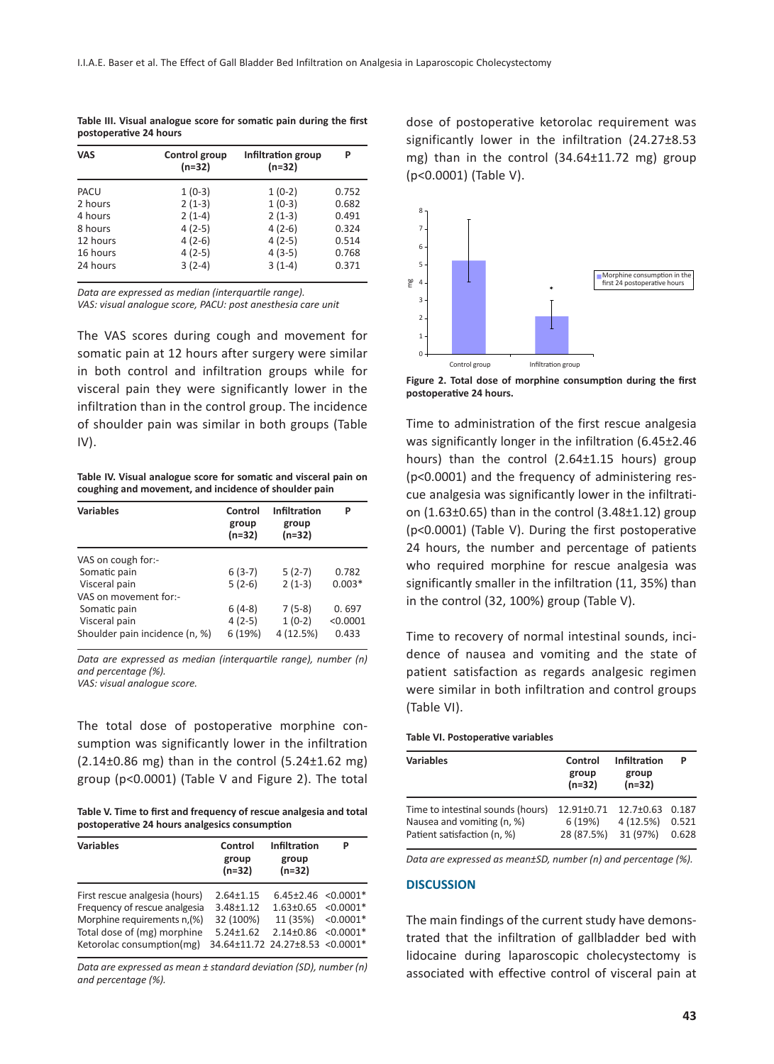**Table III. Visual analogue score for somatic pain during the first postoperative 24 hours**

| VAS | Control group (n=32) | Infiltration group (n=32) | P |
|---|---|---|---|
| PACU | 1 (0-3) | 1 (0-2) | 0.752 |
| 2 hours | 2 (1-3) | 1 (0-3) | 0.682 |
| 4 hours | 2 (1-4) | 2 (1-3) | 0.491 |
| 8 hours | 4 (2-5) | 4 (2-6) | 0.324 |
| 12 hours | 4 (2-6) | 4 (2-5) | 0.514 |
| 16 hours | 4 (2-5) | 4 (3-5) | 0.768 |
| 24 hours | 3 (2-4) | 3 (1-4) | 0.371 |

*Data are expressed as median (interquartile range).*
*VAS: visual analogue score, PACU: post anesthesia care unit*

The VAS scores during cough and movement for somatic pain at 12 hours after surgery were similar in both control and infiltration groups while for visceral pain they were significantly lower in the infiltration than in the control group. The incidence of shoulder pain was similar in both groups (Table IV).

**Table IV. Visual analogue score for somatic and visceral pain on coughing and movement, and incidence of shoulder pain**

| Variables | Control group (n=32) | Infiltration group (n=32) | P |
|---|---|---|---|
| VAS on cough for:- | | | |
| Somatic pain | 6 (3-7) | 5 (2-7) | 0.782 |
| Visceral pain | 5 (2-6) | 2 (1-3) | 0.003* |
| VAS on movement for:- | | | |
| Somatic pain | 6 (4-8) | 7 (5-8) | 0. 697 |
| Visceral pain | 4 (2-5) | 1 (0-2) | <0.0001 |
| Shoulder pain incidence (n, %) | 6 (19%) | 4 (12.5%) | 0.433 |

*Data are expressed as median (interquartile range), number (n) and percentage (%).*
*VAS: visual analogue score.*

The total dose of postoperative morphine consumption was significantly lower in the infiltration (2.14±0.86 mg) than in the control (5.24±1.62 mg) group (p<0.0001) (Table V and Figure 2). The total dose of postoperative ketorolac requirement was significantly lower in the infiltration (24.27±8.53 mg) than in the control (34.64±11.72 mg) group (p<0.0001) (Table V).

**Table V. Time to first and frequency of rescue analgesia and total postoperative 24 hours analgesics consumption**

| Variables | Control group (n=32) | Infiltration group (n=32) | P |
|---|---|---|---|
| First rescue analgesia (hours) | 2.64±1.15 | 6.45±2.46 | <0.0001* |
| Frequency of rescue analgesia | 3.48±1.12 | 1.63±0.65 | <0.0001* |
| Morphine requirements n,(%) | 32 (100%) | 11 (35%) | <0.0001* |
| Total dose of (mg) morphine | 5.24±1.62 | 2.14±0.86 | <0.0001* |
| Ketorolac consumption(mg) | 34.64±11.72 | 24.27±8.53 | <0.0001* |

*Data are expressed as mean ± standard deviation (SD), number (n) and percentage (%).*

**Figure 2. Total dose of morphine consumption during the first postoperative 24 hours.**

Time to administration of the first rescue analgesia was significantly longer in the infiltration (6.45±2.46 hours) than the control (2.64±1.15 hours) group (p<0.0001) and the frequency of administering rescue analgesia was significantly lower in the infiltration (1.63±0.65) than in the control (3.48±1.12) group (p<0.0001) (Table V). During the first postoperative 24 hours, the number and percentage of patients who required morphine for rescue analgesia was significantly smaller in the infiltration (11, 35%) than in the control (32, 100%) group (Table V).

Time to recovery of normal intestinal sounds, incidence of nausea and vomiting and the state of patient satisfaction as regards analgesic regimen were similar in both infiltration and control groups (Table VI).

**Table VI. Postoperative variables**

| Variables | Control group (n=32) | Infiltration group (n=32) | P |
|---|---|---|---|
| Time to intestinal sounds (hours) | 12.91±0.71 | 12.7±0.63 | 0.187 |
| Nausea and vomiting (n, %) | 6 (19%) | 4 (12.5%) | 0.521 |
| Patient satisfaction (n, %) | 28 (87.5%) | 31 (97%) | 0.628 |

*Data are expressed as mean±SD, number (n) and percentage (%).*

## DISCUSSION

The main findings of the current study have demonstrated that the infiltration of gallbladder bed with lidocaine during laparoscopic cholecystectomy is associated with effective control of visceral pain at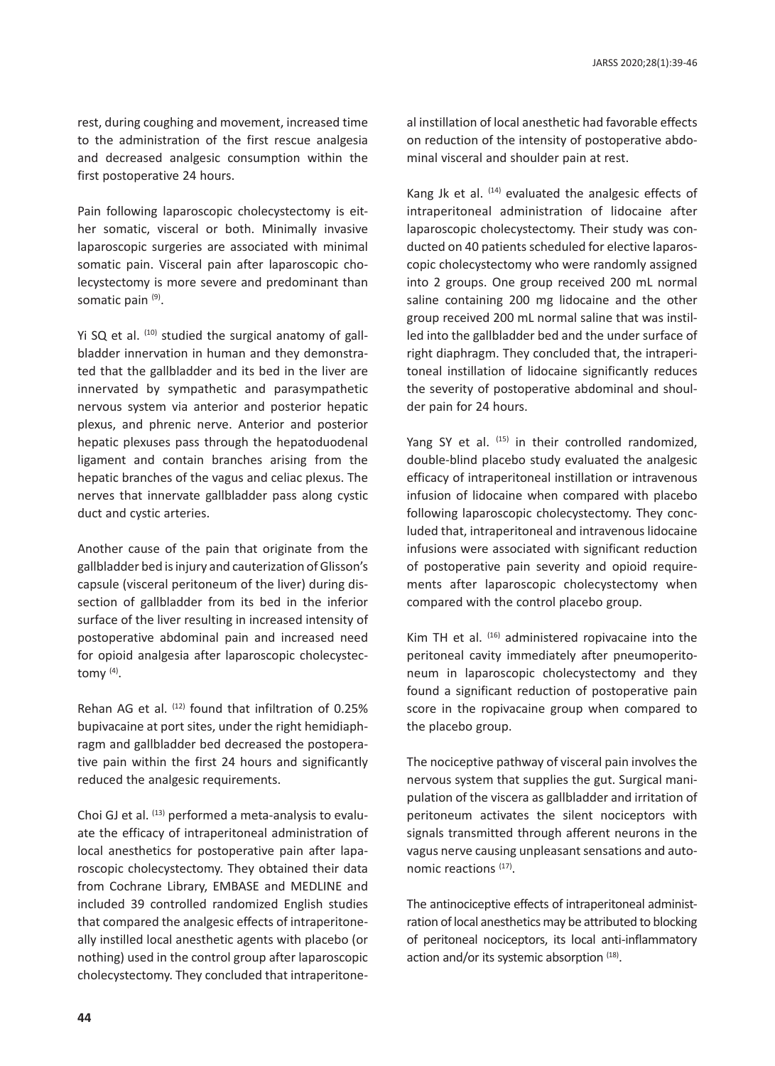rest, during coughing and movement, increased time to the administration of the first rescue analgesia and decreased analgesic consumption within the first postoperative 24 hours.

Pain following laparoscopic cholecystectomy is either somatic, visceral or both. Minimally invasive laparoscopic surgeries are associated with minimal somatic pain. Visceral pain after laparoscopic cholecystectomy is more severe and predominant than somatic pain [9].

Yi SQ et al. [10] studied the surgical anatomy of gallbladder innervation in human and they demonstrated that the gallbladder and its bed in the liver are innervated by sympathetic and parasympathetic nervous system via anterior and posterior hepatic plexus, and phrenic nerve. Anterior and posterior hepatic plexuses pass through the hepatoduodenal ligament and contain branches arising from the hepatic branches of the vagus and celiac plexus. The nerves that innervate gallbladder pass along cystic duct and cystic arteries.

Another cause of the pain that originate from the gallbladder bed is injury and cauterization of Glisson's capsule (visceral peritoneum of the liver) during dissection of gallbladder from its bed in the inferior surface of the liver resulting in increased intensity of postoperative abdominal pain and increased need for opioid analgesia after laparoscopic cholecystectomy [4].

Rehan AG et al. [12] found that infiltration of 0.25% bupivacaine at port sites, under the right hemidiaphragm and gallbladder bed decreased the postoperative pain within the first 24 hours and significantly reduced the analgesic requirements.

Choi GJ et al. [13] performed a meta-analysis to evaluate the efficacy of intraperitoneal administration of local anesthetics for postoperative pain after laparoscopic cholecystectomy. They obtained their data from Cochrane Library, EMBASE and MEDLINE and included 39 controlled randomized English studies that compared the analgesic effects of intraperitoneally instilled local anesthetic agents with placebo (or nothing) used in the control group after laparoscopic cholecystectomy. They concluded that intraperitoneal instillation of local anesthetic had favorable effects on reduction of the intensity of postoperative abdominal visceral and shoulder pain at rest.

Kang Jk et al. [14] evaluated the analgesic effects of intraperitoneal administration of lidocaine after laparoscopic cholecystectomy. Their study was conducted on 40 patients scheduled for elective laparoscopic cholecystectomy who were randomly assigned into 2 groups. One group received 200 mL normal saline containing 200 mg lidocaine and the other group received 200 mL normal saline that was instilled into the gallbladder bed and the under surface of right diaphragm. They concluded that, the intraperitoneal instillation of lidocaine significantly reduces the severity of postoperative abdominal and shoulder pain for 24 hours.

Yang SY et al. [15] in their controlled randomized, double-blind placebo study evaluated the analgesic efficacy of intraperitoneal instillation or intravenous infusion of lidocaine when compared with placebo following laparoscopic cholecystectomy. They concluded that, intraperitoneal and intravenous lidocaine infusions were associated with significant reduction of postoperative pain severity and opioid requirements after laparoscopic cholecystectomy when compared with the control placebo group.

Kim TH et al. [16] administered ropivacaine into the peritoneal cavity immediately after pneumoperitoneum in laparoscopic cholecystectomy and they found a significant reduction of postoperative pain score in the ropivacaine group when compared to the placebo group.

The nociceptive pathway of visceral pain involves the nervous system that supplies the gut. Surgical manipulation of the viscera as gallbladder and irritation of peritoneum activates the silent nociceptors with signals transmitted through afferent neurons in the vagus nerve causing unpleasant sensations and autonomic reactions [17].

The antinociceptive effects of intraperitoneal administration of local anesthetics may be attributed to blocking of peritoneal nociceptors, its local anti-inflammatory action and/or its systemic absorption [18].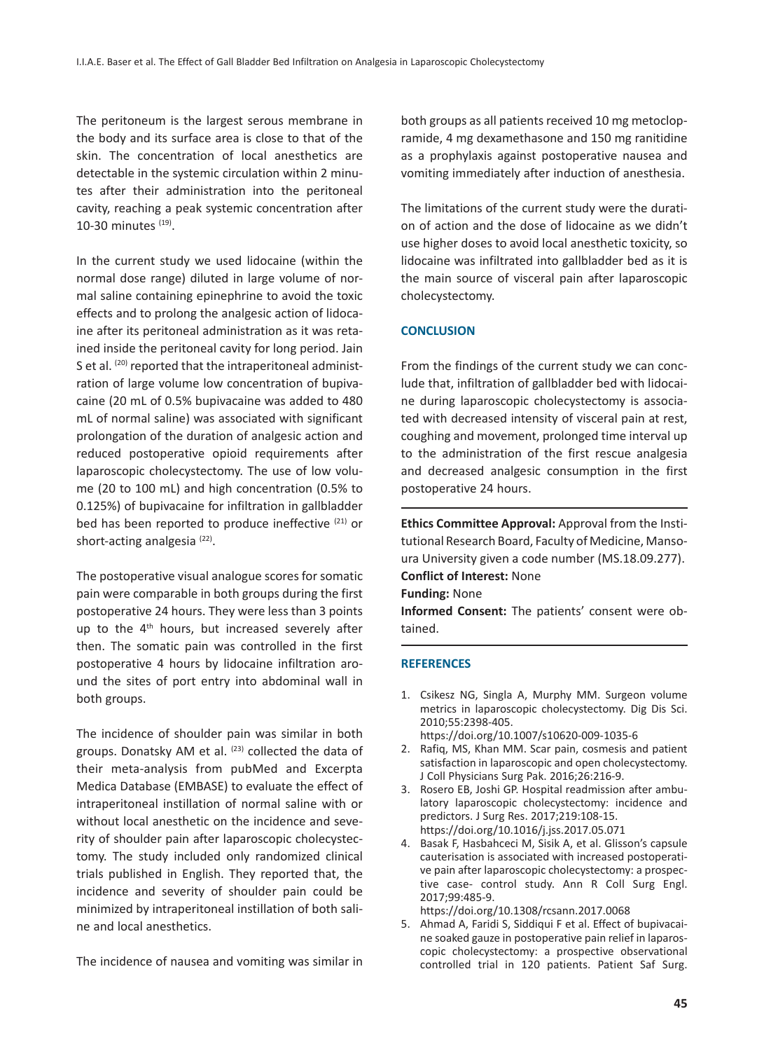The peritoneum is the largest serous membrane in the body and its surface area is close to that of the skin. The concentration of local anesthetics are detectable in the systemic circulation within 2 minutes after their administration into the peritoneal cavity, reaching a peak systemic concentration after 10-30 minutes [19].

In the current study we used lidocaine (within the normal dose range) diluted in large volume of normal saline containing epinephrine to avoid the toxic effects and to prolong the analgesic action of lidocaine after its peritoneal administration as it was retained inside the peritoneal cavity for long period. Jain S et al. [20] reported that the intraperitoneal administration of large volume low concentration of bupivacaine (20 mL of 0.5% bupivacaine was added to 480 mL of normal saline) was associated with significant prolongation of the duration of analgesic action and reduced postoperative opioid requirements after laparoscopic cholecystectomy. The use of low volume (20 to 100 mL) and high concentration (0.5% to 0.125%) of bupivacaine for infiltration in gallbladder bed has been reported to produce ineffective [21] or short-acting analgesia [22].

The postoperative visual analogue scores for somatic pain were comparable in both groups during the first postoperative 24 hours. They were less than 3 points up to the 4th hours, but increased severely after then. The somatic pain was controlled in the first postoperative 4 hours by lidocaine infiltration around the sites of port entry into abdominal wall in both groups.

The incidence of shoulder pain was similar in both groups. Donatsky AM et al. [23] collected the data of their meta-analysis from pubMed and Excerpta Medica Database (EMBASE) to evaluate the effect of intraperitoneal instillation of normal saline with or without local anesthetic on the incidence and severity of shoulder pain after laparoscopic cholecystectomy. The study included only randomized clinical trials published in English. They reported that, the incidence and severity of shoulder pain could be minimized by intraperitoneal instillation of both saline and local anesthetics.

The incidence of nausea and vomiting was similar in both groups as all patients received 10 mg metoclopramide, 4 mg dexamethasone and 150 mg ranitidine as a prophylaxis against postoperative nausea and vomiting immediately after induction of anesthesia.

The limitations of the current study were the duration of action and the dose of lidocaine as we didn't use higher doses to avoid local anesthetic toxicity, so lidocaine was infiltrated into gallbladder bed as it is the main source of visceral pain after laparoscopic cholecystectomy.

## CONCLUSION

From the findings of the current study we can conclude that, infiltration of gallbladder bed with lidocaine during laparoscopic cholecystectomy is associated with decreased intensity of visceral pain at rest, coughing and movement, prolonged time interval up to the administration of the first rescue analgesia and decreased analgesic consumption in the first postoperative 24 hours.

---

**Ethics Committee Approval:** Approval from the Institutional Research Board, Faculty of Medicine, Mansoura University given a code number (MS.18.09.277).

**Conflict of Interest:** None

**Funding:** None

**Informed Consent:** The patients' consent were obtained.

---

## REFERENCES

1. Csikesz NG, Singla A, Murphy MM. Surgeon volume metrics in laparoscopic cholecystectomy. Dig Dis Sci. 2010;55:2398-405. https://doi.org/10.1007/s10620-009-1035-6
2. Rafiq, MS, Khan MM. Scar pain, cosmesis and patient satisfaction in laparoscopic and open cholecystectomy. J Coll Physicians Surg Pak. 2016;26:216-9.
3. Rosero EB, Joshi GP. Hospital readmission after ambulatory laparoscopic cholecystectomy: incidence and predictors. J Surg Res. 2017;219:108-15. https://doi.org/10.1016/j.jss.2017.05.071
4. Basak F, Hasbahceci M, Sisik A, et al. Glisson's capsule cauterisation is associated with increased postoperative pain after laparoscopic cholecystectomy: a prospective case- control study. Ann R Coll Surg Engl. 2017;99:485-9. https://doi.org/10.1308/rcsann.2017.0068
5. Ahmad A, Faridi S, Siddiqui F et al. Effect of bupivacaine soaked gauze in postoperative pain relief in laparoscopic cholecystectomy: a prospective observational controlled trial in 120 patients. Patient Saf Surg.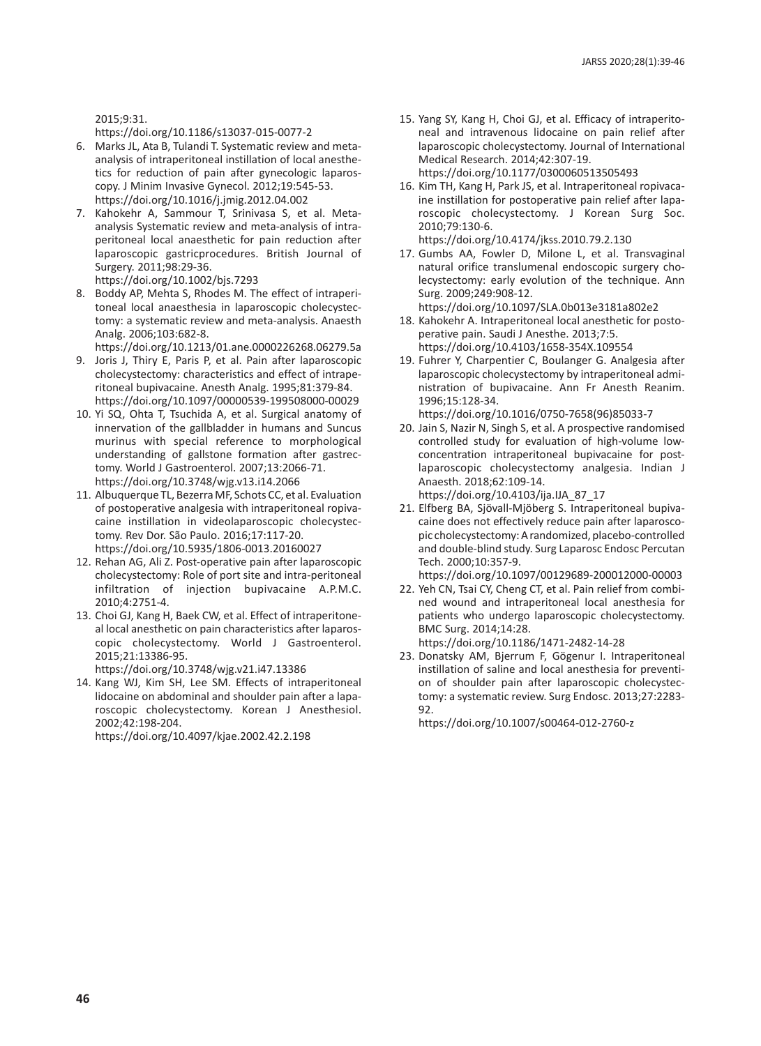2015;9:31.
https://doi.org/10.1186/s13037-015-0077-2

6. Marks JL, Ata B, Tulandi T. Systematic review and meta-analysis of intraperitoneal instillation of local anesthetics for reduction of pain after gynecologic laparoscopy. J Minim Invasive Gynecol. 2012;19:545-53. https://doi.org/10.1016/j.jmig.2012.04.002
7. Kahokehr A, Sammour T, Srinivasa S, et al. Meta-analysis Systematic review and meta-analysis of intraperitoneal local anaesthetic for pain reduction after laparoscopic gastricprocedures. British Journal of Surgery. 2011;98:29-36. https://doi.org/10.1002/bjs.7293
8. Boddy AP, Mehta S, Rhodes M. The effect of intraperitoneal local anaesthesia in laparoscopic cholecystectomy: a systematic review and meta-analysis. Anaesth Analg. 2006;103:682-8. https://doi.org/10.1213/01.ane.0000226268.06279.5a
9. Joris J, Thiry E, Paris P, et al. Pain after laparoscopic cholecystectomy: characteristics and effect of intraperitoneal bupivacaine. Anesth Analg. 1995;81:379-84. https://doi.org/10.1097/00000539-199508000-00029
10. Yi SQ, Ohta T, Tsuchida A, et al. Surgical anatomy of innervation of the gallbladder in humans and Suncus murinus with special reference to morphological understanding of gallstone formation after gastrectomy. World J Gastroenterol. 2007;13:2066-71. https://doi.org/10.3748/wjg.v13.i14.2066
11. Albuquerque TL, Bezerra MF, Schots CC, et al. Evaluation of postoperative analgesia with intraperitoneal ropivacaine instillation in videolaparoscopic cholecystectomy. Rev Dor. São Paulo. 2016;17:117-20. https://doi.org/10.5935/1806-0013.20160027
12. Rehan AG, Ali Z. Post-operative pain after laparoscopic cholecystectomy: Role of port site and intra-peritoneal infiltration of injection bupivacaine A.P.M.C. 2010;4:2751-4.
13. Choi GJ, Kang H, Baek CW, et al. Effect of intraperitoneal local anesthetic on pain characteristics after laparoscopic cholecystectomy. World J Gastroenterol. 2015;21:13386-95. https://doi.org/10.3748/wjg.v21.i47.13386
14. Kang WJ, Kim SH, Lee SM. Effects of intraperitoneal lidocaine on abdominal and shoulder pain after a laparoscopic cholecystectomy. Korean J Anesthesiol. 2002;42:198-204. https://doi.org/10.4097/kjae.2002.42.2.198
15. Yang SY, Kang H, Choi GJ, et al. Efficacy of intraperitoneal and intravenous lidocaine on pain relief after laparoscopic cholecystectomy. Journal of International Medical Research. 2014;42:307-19. https://doi.org/10.1177/0300060513505493
16. Kim TH, Kang H, Park JS, et al. Intraperitoneal ropivacaine instillation for postoperative pain relief after laparoscopic cholecystectomy. J Korean Surg Soc. 2010;79:130-6. https://doi.org/10.4174/jkss.2010.79.2.130
17. Gumbs AA, Fowler D, Milone L, et al. Transvaginal natural orifice translumenal endoscopic surgery cholecystectomy: early evolution of the technique. Ann Surg. 2009;249:908-12. https://doi.org/10.1097/SLA.0b013e3181a802e2
18. Kahokehr A. Intraperitoneal local anesthetic for postoperative pain. Saudi J Anesthe. 2013;7:5. https://doi.org/10.4103/1658-354X.109554
19. Fuhrer Y, Charpentier C, Boulanger G. Analgesia after laparoscopic cholecystectomy by intraperitoneal administration of bupivacaine. Ann Fr Anesth Reanim. 1996;15:128-34. https://doi.org/10.1016/0750-7658(96)85033-7
20. Jain S, Nazir N, Singh S, et al. A prospective randomised controlled study for evaluation of high-volume low-concentration intraperitoneal bupivacaine for post-laparoscopic cholecystectomy analgesia. Indian J Anaesth. 2018;62:109-14. https://doi.org/10.4103/ija.IJA_87_17
21. Elfberg BA, Sjövall-Mjöberg S. Intraperitoneal bupivacaine does not effectively reduce pain after laparoscopic cholecystectomy: A randomized, placebo-controlled and double-blind study. Surg Laparosc Endosc Percutan Tech. 2000;10:357-9. https://doi.org/10.1097/00129689-200012000-00003
22. Yeh CN, Tsai CY, Cheng CT, et al. Pain relief from combined wound and intraperitoneal local anesthesia for patients who undergo laparoscopic cholecystectomy. BMC Surg. 2014;14:28. https://doi.org/10.1186/1471-2482-14-28
23. Donatsky AM, Bjerrum F, Gögenur I. Intraperitoneal instillation of saline and local anesthesia for prevention of shoulder pain after laparoscopic cholecystectomy: a systematic review. Surg Endosc. 2013;27:2283-92. https://doi.org/10.1007/s00464-012-2760-z